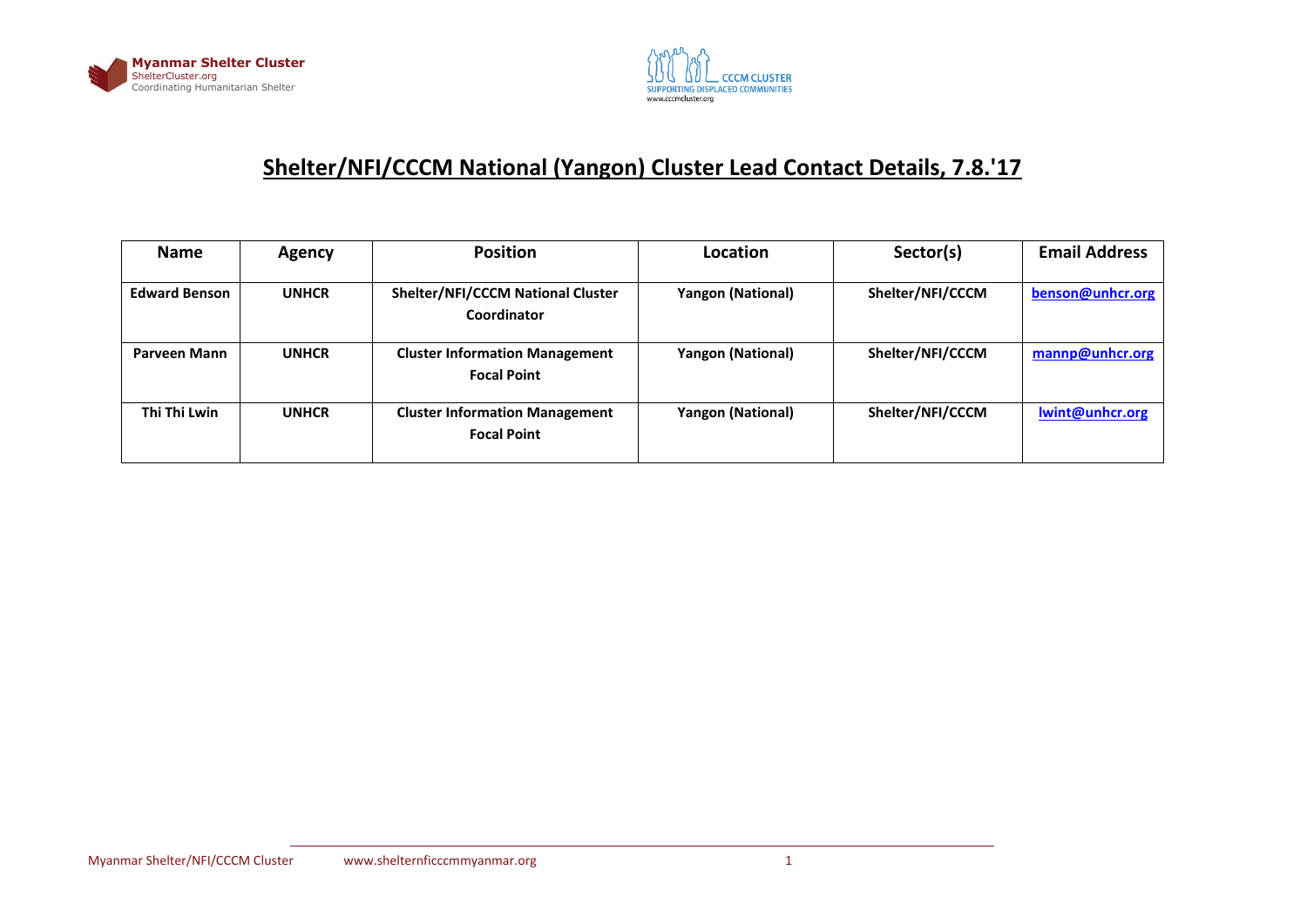# Shelter/NFI/CCCM National (Yangon) Cluster Lead Contact Details, 7.8.'17

| Name | Agency | Position | Location | Sector(s) | Email Address |
|---|---|---|---|---|---|
| **Edward Benson** | **UNHCR** | **Shelter/NFI/CCCM National Cluster Coordinator** | **Yangon (National)** | **Shelter/NFI/CCCM** | **benson@unhcr.org** |
| **Parveen Mann** | **UNHCR** | **Cluster Information Management Focal Point** | **Yangon (National)** | **Shelter/NFI/CCCM** | **mannp@unhcr.org** |
| **Thi Thi Lwin** | **UNHCR** | **Cluster Information Management Focal Point** | **Yangon (National)** | **Shelter/NFI/CCCM** | **lwint@unhcr.org** |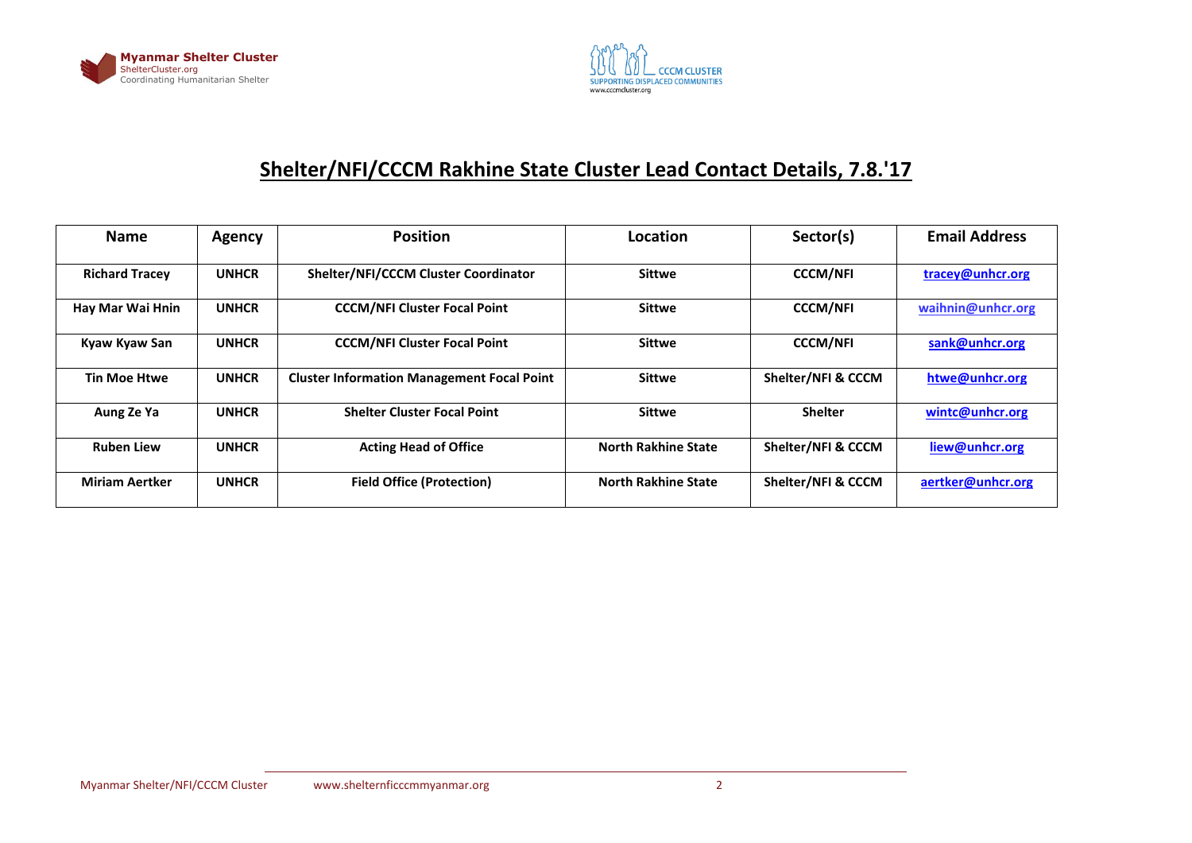# Shelter/NFI/CCCM Rakhine State Cluster Lead Contact Details, 7.8.'17

| Name | Agency | Position | Location | Sector(s) | Email Address |
|---|---|---|---|---|---|
| **Richard Tracey** | **UNHCR** | **Shelter/NFI/CCCM Cluster Coordinator** | **Sittwe** | **CCCM/NFI** | **tracey@unhcr.org** |
| **Hay Mar Wai Hnin** | **UNHCR** | **CCCM/NFI Cluster Focal Point** | **Sittwe** | **CCCM/NFI** | **waihnin@unhcr.org** |
| **Kyaw Kyaw San** | **UNHCR** | **CCCM/NFI Cluster Focal Point** | **Sittwe** | **CCCM/NFI** | **sank@unhcr.org** |
| **Tin Moe Htwe** | **UNHCR** | **Cluster Information Management Focal Point** | **Sittwe** | **Shelter/NFI & CCCM** | **htwe@unhcr.org** |
| **Aung Ze Ya** | **UNHCR** | **Shelter Cluster Focal Point** | **Sittwe** | **Shelter** | **wintc@unhcr.org** |
| **Ruben Liew** | **UNHCR** | **Acting Head of Office** | **North Rakhine State** | **Shelter/NFI & CCCM** | **liew@unhcr.org** |
| **Miriam Aertker** | **UNHCR** | **Field Office (Protection)** | **North Rakhine State** | **Shelter/NFI & CCCM** | **aertker@unhcr.org** |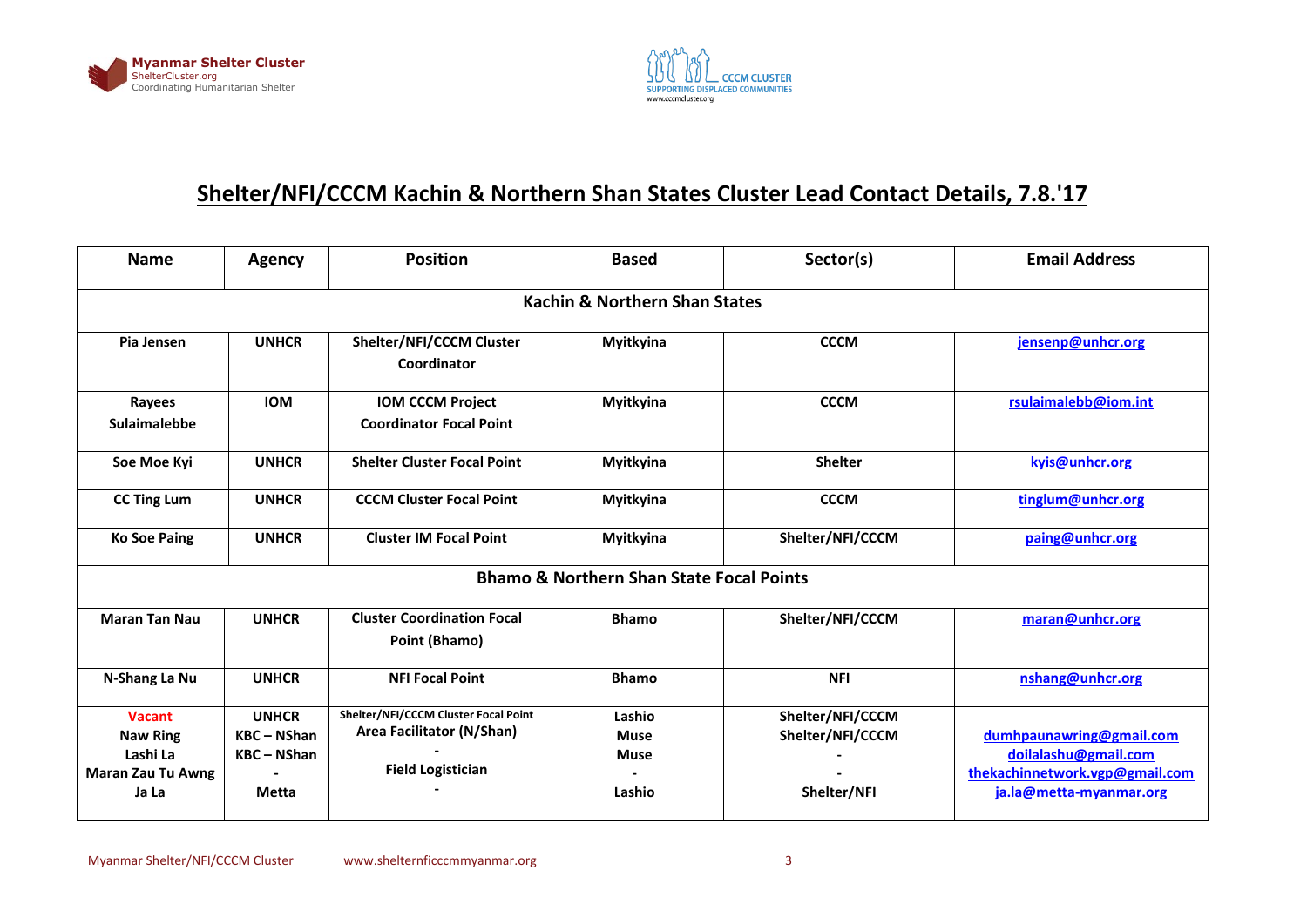# Shelter/NFI/CCCM Kachin & Northern Shan States Cluster Lead Contact Details, 7.8.'17

| Name | Agency | Position | Based | Sector(s) | Email Address |
|---|---|---|---|---|---|
| **Kachin & Northern Shan States** | | | | | |
| **Pia Jensen** | **UNHCR** | **Shelter/NFI/CCCM Cluster Coordinator** | **Myitkyina** | **CCCM** | jensenp@unhcr.org |
| **Rayees Sulaimalebbe** | **IOM** | **IOM CCCM Project Coordinator Focal Point** | **Myitkyina** | **CCCM** | rsulaimalebb@iom.int |
| **Soe Moe Kyi** | **UNHCR** | **Shelter Cluster Focal Point** | **Myitkyina** | **Shelter** | kyis@unhcr.org |
| **CC Ting Lum** | **UNHCR** | **CCCM Cluster Focal Point** | **Myitkyina** | **CCCM** | tinglum@unhcr.org |
| **Ko Soe Paing** | **UNHCR** | **Cluster IM Focal Point** | **Myitkyina** | **Shelter/NFI/CCCM** | paing@unhcr.org |
| **Bhamo & Northern Shan State Focal Points** | | | | | |
| **Maran Tan Nau** | **UNHCR** | **Cluster Coordination Focal Point (Bhamo)** | **Bhamo** | **Shelter/NFI/CCCM** | maran@unhcr.org |
| **N-Shang La Nu** | **UNHCR** | **NFI Focal Point** | **Bhamo** | **NFI** | nshang@unhcr.org |
| **Vacant**<br>**Naw Ring**<br>**Lashi La**<br>**Maran Zau Tu Awng**<br>**Ja La** | **UNHCR**<br>**KBC – NShan**<br>**KBC – NShan**<br>**-**<br>**Metta** | **Shelter/NFI/CCCM Cluster Focal Point**<br>**Area Facilitator (N/Shan)**<br>**-**<br>**Field Logistician**<br>**-** | **Lashio**<br>**Muse**<br>**Muse**<br>**-**<br>**Lashio** | **Shelter/NFI/CCCM**<br>**Shelter/NFI/CCCM**<br>**-**<br>**-**<br>**Shelter/NFI** | dumhpaunawring@gmail.com<br>doilalashu@gmail.com<br>thekachinnetwork.vgp@gmail.com<br>ja.la@metta-myanmar.org |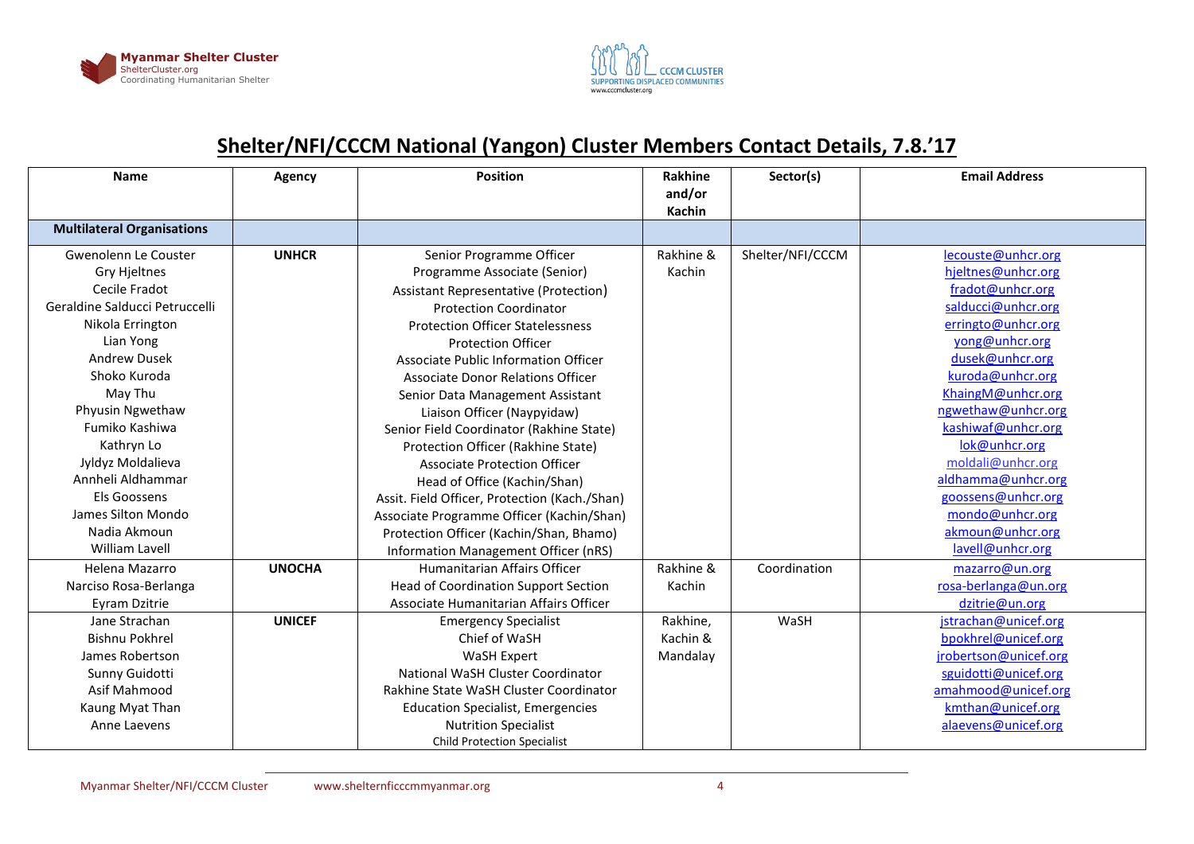# Shelter/NFI/CCCM National (Yangon) Cluster Members Contact Details, 7.8.'17

| Name | Agency | Position | Rakhine and/or Kachin | Sector(s) | Email Address |
|---|---|---|---|---|---|
| **Multilateral Organisations** | | | | | |
| Gwenolenn Le Couster | **UNHCR** | Senior Programme Officer | Rakhine & Kachin | Shelter/NFI/CCCM | lecouste@unhcr.org |
| Gry Hjeltnes | | Programme Associate (Senior) | | | hjeltnes@unhcr.org |
| Cecile Fradot | | Assistant Representative (Protection) | | | fradot@unhcr.org |
| Geraldine Salducci Petruccelli | | Protection Coordinator | | | salducci@unhcr.org |
| Nikola Errington | | Protection Officer Statelessness | | | erringto@unhcr.org |
| Lian Yong | | Protection Officer | | | yong@unhcr.org |
| Andrew Dusek | | Associate Public Information Officer | | | dusek@unhcr.org |
| Shoko Kuroda | | Associate Donor Relations Officer | | | kuroda@unhcr.org |
| May Thu | | Senior Data Management Assistant | | | KhaingM@unhcr.org |
| Phyusin Ngwethaw | | Liaison Officer (Naypyidaw) | | | ngwethaw@unhcr.org |
| Fumiko Kashiwa | | Senior Field Coordinator (Rakhine State) | | | kashiwaf@unhcr.org |
| Kathryn Lo | | Protection Officer (Rakhine State) | | | lok@unhcr.org |
| Jyldyz Moldalieva | | Associate Protection Officer | | | moldali@unhcr.org |
| Annheli Aldhammar | | Head of Office (Kachin/Shan) | | | aldhamma@unhcr.org |
| Els Goossens | | Assit. Field Officer, Protection (Kach./Shan) | | | goossens@unhcr.org |
| James Silton Mondo | | Associate Programme Officer (Kachin/Shan) | | | mondo@unhcr.org |
| Nadia Akmoun | | Protection Officer (Kachin/Shan, Bhamo) | | | akmoun@unhcr.org |
| William Lavell | | Information Management Officer (nRS) | | | lavell@unhcr.org |
| Helena Mazarro | **UNOCHA** | Humanitarian Affairs Officer | Rakhine & Kachin | Coordination | mazarro@un.org |
| Narciso Rosa-Berlanga | | Head of Coordination Support Section | | | rosa-berlanga@un.org |
| Eyram Dzitrie | | Associate Humanitarian Affairs Officer | | | dzitrie@un.org |
| Jane Strachan | **UNICEF** | Emergency Specialist | Rakhine, Kachin & Mandalay | WaSH | jstrachan@unicef.org |
| Bishnu Pokhrel | | Chief of WaSH | | | bpokhrel@unicef.org |
| James Robertson | | WaSH Expert | | | jrobertson@unicef.org |
| Sunny Guidotti | | National WaSH Cluster Coordinator | | | sguidotti@unicef.org |
| Asif Mahmood | | Rakhine State WaSH Cluster Coordinator | | | amahmood@unicef.org |
| Kaung Myat Than | | Education Specialist, Emergencies | | | kmthan@unicef.org |
| Anne Laevens | | Nutrition Specialist | | | alaevens@unicef.org |
| | | Child Protection Specialist | | | |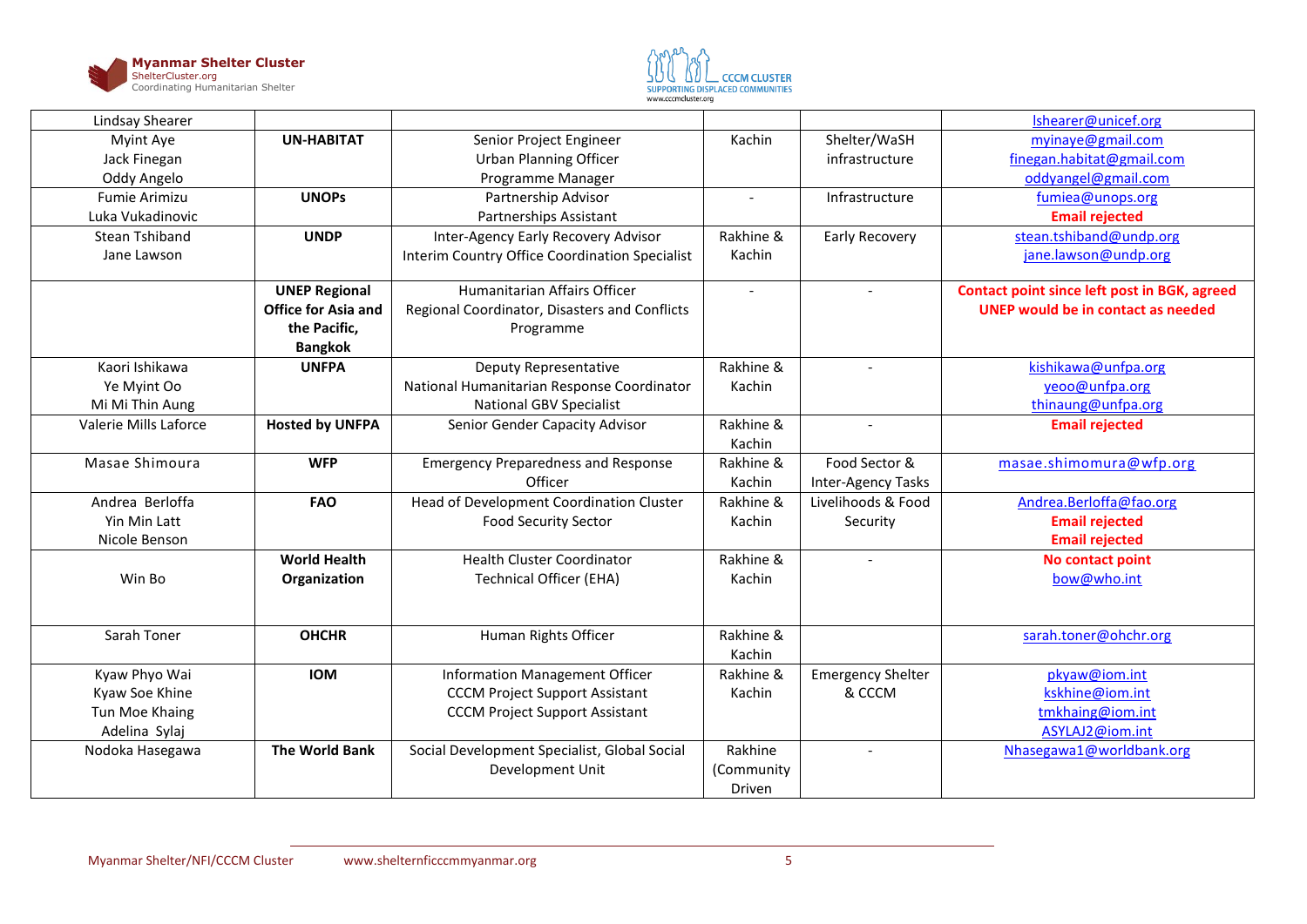| | | | | | |
|---|---|---|---|---|---|
| Lindsay Shearer | | | | | lshearer@unicef.org |
| Myint Aye<br>Jack Finegan<br>Oddy Angelo | **UN-HABITAT** | Senior Project Engineer<br>Urban Planning Officer<br>Programme Manager | Kachin | Shelter/WaSH infrastructure | myinaye@gmail.com<br>finegan.habitat@gmail.com<br>oddyangel@gmail.com |
| Fumie Arimizu<br>Luka Vukadinovic | **UNOPs** | Partnership Advisor<br>Partnerships Assistant | - | Infrastructure | fumiea@unops.org<br>**Email rejected** |
| Stean Tshiband<br>Jane Lawson | **UNDP** | Inter-Agency Early Recovery Advisor<br>Interim Country Office Coordination Specialist | Rakhine & Kachin | Early Recovery | stean.tshiband@undp.org<br>jane.lawson@undp.org |
| | **UNEP Regional Office for Asia and the Pacific, Bangkok** | Humanitarian Affairs Officer<br>Regional Coordinator, Disasters and Conflicts Programme | - | - | **Contact point since left post in BGK, agreed UNEP would be in contact as needed** |
| Kaori Ishikawa<br>Ye Myint Oo<br>Mi Mi Thin Aung | **UNFPA** | Deputy Representative<br>National Humanitarian Response Coordinator<br>National GBV Specialist | Rakhine & Kachin | - | kishikawa@unfpa.org<br>yeoo@unfpa.org<br>thinaung@unfpa.org |
| Valerie Mills Laforce | **Hosted by UNFPA** | Senior Gender Capacity Advisor | Rakhine & Kachin | - | **Email rejected** |
| Masae Shimoura | **WFP** | Emergency Preparedness and Response Officer | Rakhine & Kachin | Food Sector & Inter-Agency Tasks | masae.shimomura@wfp.org |
| Andrea Berloffa<br>Yin Min Latt<br>Nicole Benson | **FAO** | Head of Development Coordination Cluster<br>Food Security Sector | Rakhine & Kachin | Livelihoods & Food Security | Andrea.Berloffa@fao.org<br>**Email rejected**<br>**Email rejected** |
| Win Bo | **World Health Organization** | Health Cluster Coordinator<br>Technical Officer (EHA) | Rakhine & Kachin | - | **No contact point**<br>bow@who.int |
| Sarah Toner | **OHCHR** | Human Rights Officer | Rakhine & Kachin | | sarah.toner@ohchr.org |
| Kyaw Phyo Wai<br>Kyaw Soe Khine<br>Tun Moe Khaing<br>Adelina Sylaj | **IOM** | Information Management Officer<br>CCCM Project Support Assistant<br>CCCM Project Support Assistant | Rakhine & Kachin | Emergency Shelter & CCCM | pkyaw@iom.int<br>kskhine@iom.int<br>tmkhaing@iom.int<br>ASYLAJ2@iom.int |
| Nodoka Hasegawa | **The World Bank** | Social Development Specialist, Global Social Development Unit | Rakhine (Community Driven | - | Nhasegawa1@worldbank.org |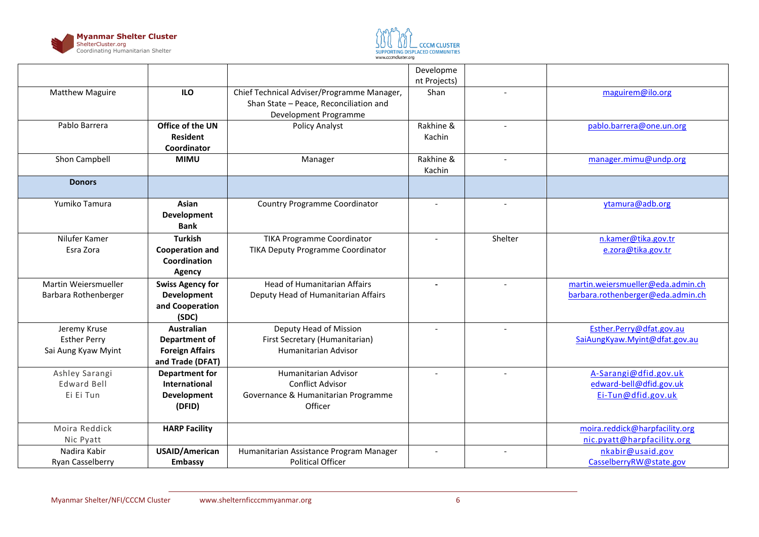| | | | Development Projects) | | |
|---|---|---|---|---|---|
| Matthew Maguire | **ILO** | Chief Technical Adviser/Programme Manager, Shan State – Peace, Reconciliation and Development Programme | Shan | - | maguirem@ilo.org |
| Pablo Barrera | **Office of the UN Resident Coordinator** | Policy Analyst | Rakhine & Kachin | - | pablo.barrera@one.un.org |
| Shon Campbell | **MIMU** | Manager | Rakhine & Kachin | - | manager.mimu@undp.org |
| **Donors** | | | | | |
| Yumiko Tamura | **Asian Development Bank** | Country Programme Coordinator | - | - | ytamura@adb.org |
| Nilufer Kamer<br>Esra Zora | **Turkish Cooperation and Coordination Agency** | TIKA Programme Coordinator<br>TIKA Deputy Programme Coordinator | - | Shelter | n.kamer@tika.gov.tr<br>e.zora@tika.gov.tr |
| Martin Weiersmueller<br>Barbara Rothenberger | **Swiss Agency for Development and Cooperation (SDC)** | Head of Humanitarian Affairs<br>Deputy Head of Humanitarian Affairs | - | - | martin.weiersmueller@eda.admin.ch<br>barbara.rothenberger@eda.admin.ch |
| Jeremy Kruse<br>Esther Perry<br>Sai Aung Kyaw Myint | **Australian Department of Foreign Affairs and Trade (DFAT)** | Deputy Head of Mission<br>First Secretary (Humanitarian)<br>Humanitarian Advisor | - | - | Esther.Perry@dfat.gov.au<br>SaiAungKyaw.Myint@dfat.gov.au |
| Ashley Sarangi<br>Edward Bell<br>Ei Ei Tun | **Department for International Development (DFID)** | Humanitarian Advisor<br>Conflict Advisor<br>Governance & Humanitarian Programme Officer | - | - | A-Sarangi@dfid.gov.uk<br>edward-bell@dfid.gov.uk<br>Ei-Tun@dfid.gov.uk |
| Moira Reddick<br>Nic Pyatt | **HARP Facility** | | | | moira.reddick@harpfacility.org<br>nic.pyatt@harpfacility.org |
| Nadira Kabir<br>Ryan Casselberry | **USAID/American Embassy** | Humanitarian Assistance Program Manager<br>Political Officer | - | - | nkabir@usaid.gov<br>CasselberryRW@state.gov |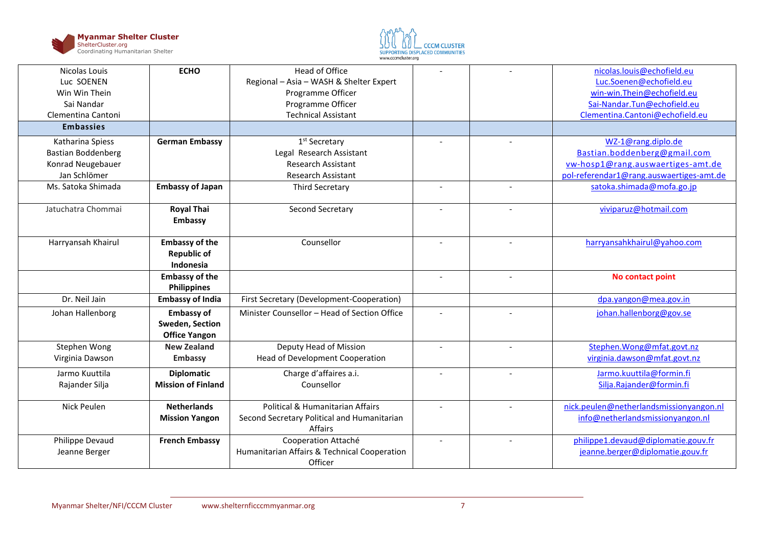| | | | | | |
|---|---|---|---|---|---|
| Nicolas Louis<br>Luc SOENEN<br>Win Win Thein<br>Sai Nandar<br>Clementina Cantoni | **ECHO** | Head of Office<br>Regional – Asia – WASH & Shelter Expert<br>Programme Officer<br>Programme Officer<br>Technical Assistant | - | - | nicolas.louis@echofield.eu<br>Luc.Soenen@echofield.eu<br>win-win.Thein@echofield.eu<br>Sai-Nandar.Tun@echofield.eu<br>Clementina.Cantoni@echofield.eu |
| **Embassies** | | | | | |
| Katharina Spiess<br>Bastian Boddenberg<br>Konrad Neugebauer<br>Jan Schlömer | **German Embassy** | 1st Secretary<br>Legal Research Assistant<br>Research Assistant<br>Research Assistant | - | - | WZ-1@rang.diplo.de<br>Bastian.boddenberg@gmail.com<br>vw-hosp1@rang.auswaertiges-amt.de<br>pol-referendar1@rang.auswaertiges-amt.de |
| Ms. Satoka Shimada | **Embassy of Japan** | Third Secretary | - | - | satoka.shimada@mofa.go.jp |
| Jatuchatra Chommai | **Royal Thai Embassy** | Second Secretary | - | - | viviparuz@hotmail.com |
| Harryansah Khairul | **Embassy of the Republic of Indonesia** | Counsellor | - | - | harryansahkhairul@yahoo.com |
| | **Embassy of the Philippines** | | - | - | **No contact point** |
| Dr. Neil Jain | **Embassy of India** | First Secretary (Development-Cooperation) | | | dpa.yangon@mea.gov.in |
| Johan Hallenborg | **Embassy of Sweden, Section Office Yangon** | Minister Counsellor – Head of Section Office | - | - | johan.hallenborg@gov.se |
| Stephen Wong<br>Virginia Dawson | **New Zealand Embassy** | Deputy Head of Mission<br>Head of Development Cooperation | - | - | Stephen.Wong@mfat.govt.nz<br>virginia.dawson@mfat.govt.nz |
| Jarmo Kuuttila<br>Rajander Silja | **Diplomatic Mission of Finland** | Charge d'affaires a.i.<br>Counsellor | - | - | Jarmo.kuuttila@formin.fi<br>Silja.Rajander@formin.fi |
| Nick Peulen | **Netherlands Mission Yangon** | Political & Humanitarian Affairs<br>Second Secretary Political and Humanitarian Affairs | - | - | nick.peulen@netherlandsmissionyangon.nl<br>info@netherlandsmissionyangon.nl |
| Philippe Devaud<br>Jeanne Berger | **French Embassy** | Cooperation Attaché<br>Humanitarian Affairs & Technical Cooperation Officer | - | - | philippe1.devaud@diplomatie.gouv.fr<br>jeanne.berger@diplomatie.gouv.fr |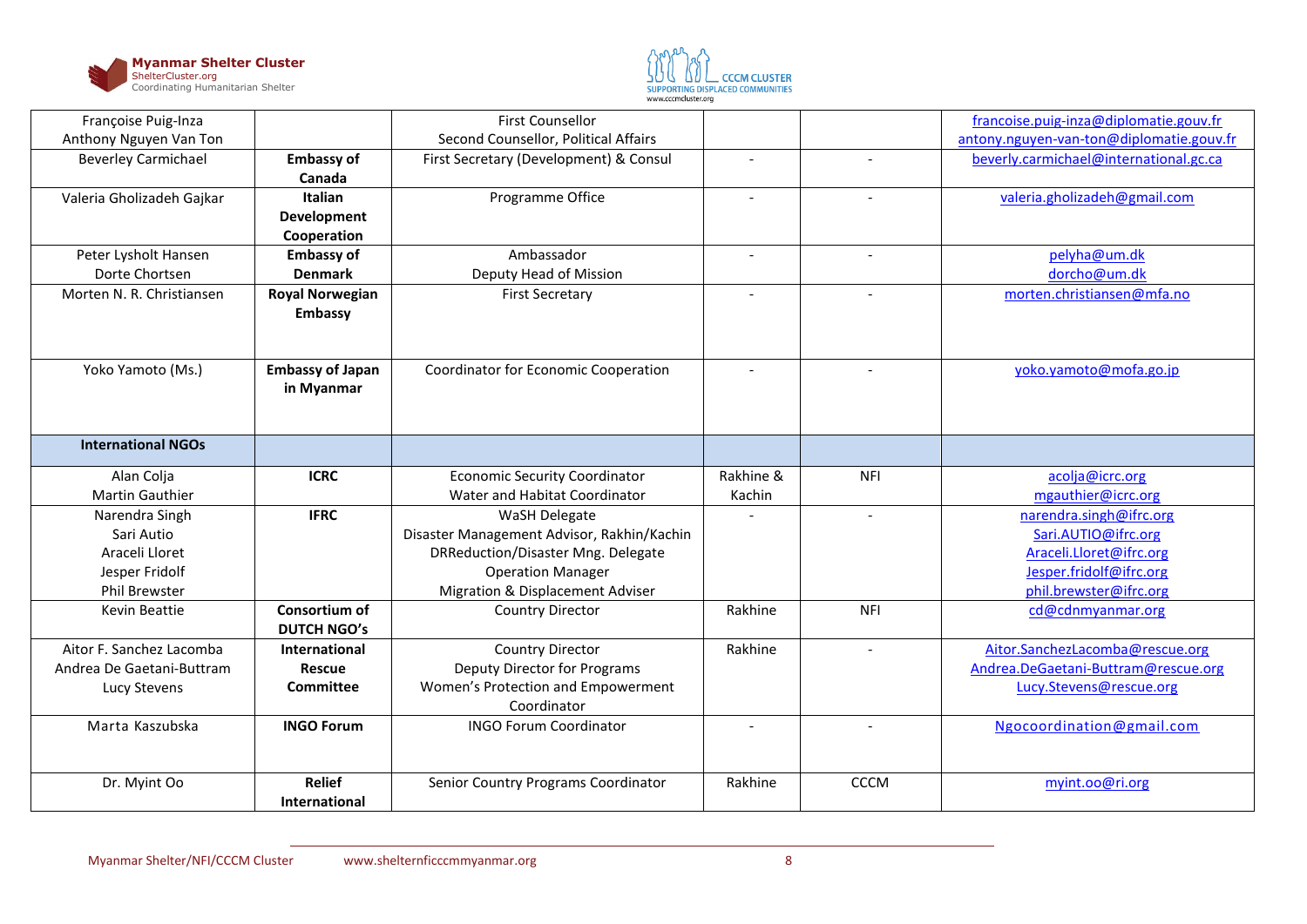| | | | | | |
|---|---|---|---|---|---|
| Françoise Puig-Inza<br>Anthony Nguyen Van Ton | | First Counsellor<br>Second Counsellor, Political Affairs | | | francoise.puig-inza@diplomatie.gouv.fr<br>antony.nguyen-van-ton@diplomatie.gouv.fr |
| Beverley Carmichael | **Embassy of Canada** | First Secretary (Development) & Consul | - | - | beverly.carmichael@international.gc.ca |
| Valeria Gholizadeh Gajkar | **Italian Development Cooperation** | Programme Office | - | - | valeria.gholizadeh@gmail.com |
| Peter Lysholt Hansen<br>Dorte Chortsen | **Embassy of Denmark** | Ambassador<br>Deputy Head of Mission | - | - | pelyha@um.dk<br>dorcho@um.dk |
| Morten N. R. Christiansen | **Royal Norwegian Embassy** | First Secretary | - | - | morten.christiansen@mfa.no |
| Yoko Yamoto (Ms.) | **Embassy of Japan in Myanmar** | Coordinator for Economic Cooperation | - | - | yoko.yamoto@mofa.go.jp |
| **International NGOs** | | | | | |
| Alan Colja<br>Martin Gauthier | **ICRC** | Economic Security Coordinator<br>Water and Habitat Coordinator | Rakhine & Kachin | NFI | acolja@icrc.org<br>mgauthier@icrc.org |
| Narendra Singh<br>Sari Autio<br>Araceli Lloret<br>Jesper Fridolf<br>Phil Brewster | **IFRC** | WaSH Delegate<br>Disaster Management Advisor, Rakhin/Kachin<br>DRReduction/Disaster Mng. Delegate<br>Operation Manager<br>Migration & Displacement Adviser | - | - | narendra.singh@ifrc.org<br>Sari.AUTIO@ifrc.org<br>Araceli.Lloret@ifrc.org<br>Jesper.fridolf@ifrc.org<br>phil.brewster@ifrc.org |
| Kevin Beattie | **Consortium of DUTCH NGO's** | Country Director | Rakhine | NFI | cd@cdnmyanmar.org |
| Aitor F. Sanchez Lacomba<br>Andrea De Gaetani-Buttram<br>Lucy Stevens | **International Rescue Committee** | Country Director<br>Deputy Director for Programs<br>Women's Protection and Empowerment Coordinator | Rakhine | - | Aitor.SanchezLacomba@rescue.org<br>Andrea.DeGaetani-Buttram@rescue.org<br>Lucy.Stevens@rescue.org |
| Marta Kaszubska | **INGO Forum** | INGO Forum Coordinator | - | - | Ngocoordination@gmail.com |
| Dr. Myint Oo | **Relief International** | Senior Country Programs Coordinator | Rakhine | CCCM | myint.oo@ri.org |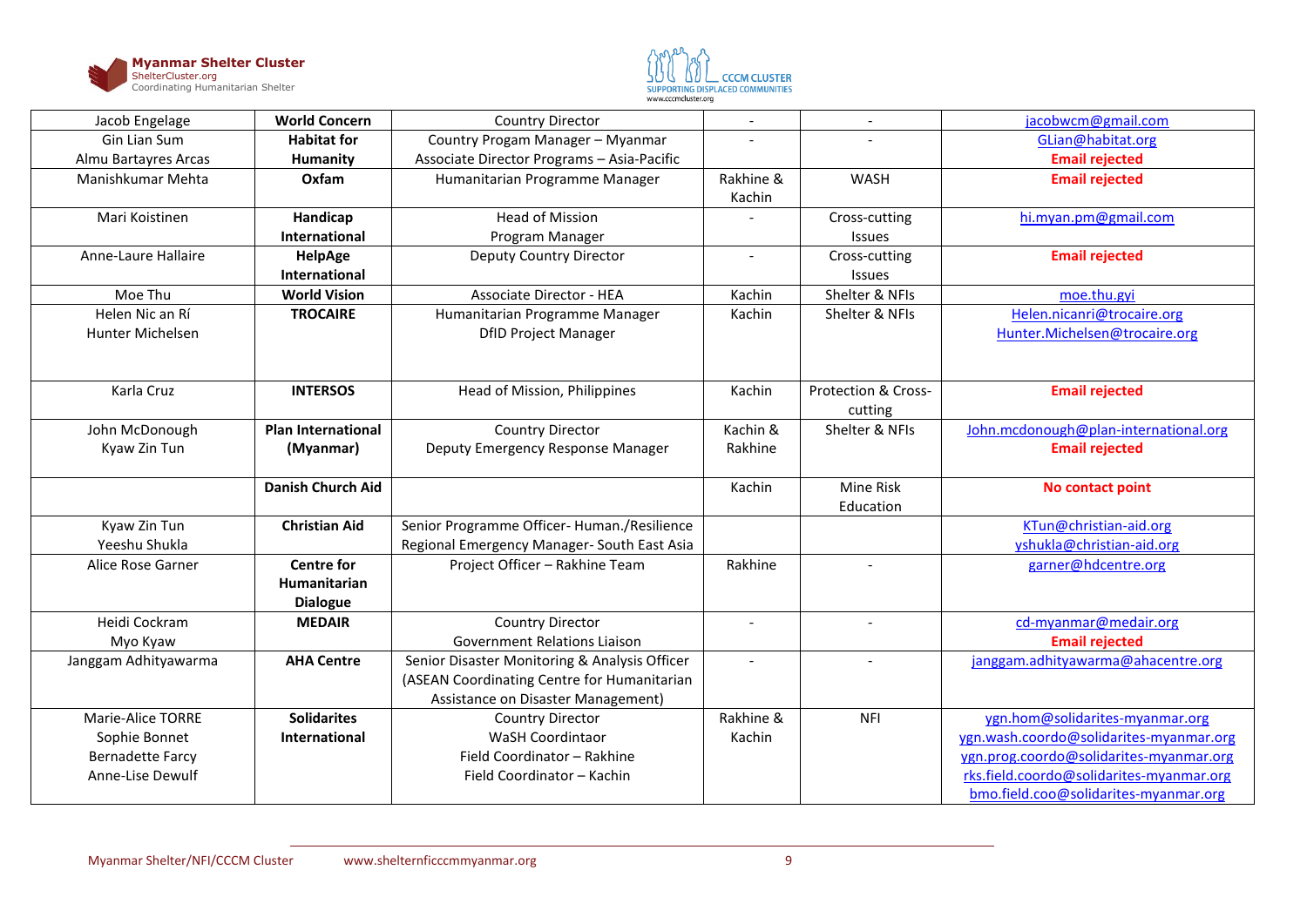| | | | | | |
|---|---|---|---|---|---|
| Jacob Engelage | **World Concern** | Country Director | - | - | jacobwcm@gmail.com |
| Gin Lian Sum<br>Almu Bartayres Arcas | **Habitat for Humanity** | Country Progam Manager – Myanmar<br>Associate Director Programs – Asia-Pacific | - | - | GLian@habitat.org<br>**Email rejected** |
| Manishkumar Mehta | **Oxfam** | Humanitarian Programme Manager | Rakhine & Kachin | WASH | **Email rejected** |
| Mari Koistinen | **Handicap International** | Head of Mission<br>Program Manager | - | Cross-cutting Issues | hi.myan.pm@gmail.com |
| Anne-Laure Hallaire | **HelpAge International** | Deputy Country Director | - | Cross-cutting Issues | **Email rejected** |
| Moe Thu | **World Vision** | Associate Director - HEA | Kachin | Shelter & NFIs | moe.thu.gyi |
| Helen Nic an Rí<br>Hunter Michelsen | **TROCAIRE** | Humanitarian Programme Manager<br>DfID Project Manager | Kachin | Shelter & NFIs | Helen.nicanri@trocaire.org<br>Hunter.Michelsen@trocaire.org |
| Karla Cruz | **INTERSOS** | Head of Mission, Philippines | Kachin | Protection & Cross-cutting | **Email rejected** |
| John McDonough<br>Kyaw Zin Tun | **Plan International (Myanmar)** | Country Director<br>Deputy Emergency Response Manager | Kachin & Rakhine | Shelter & NFIs | John.mcdonough@plan-international.org<br>**Email rejected** |
| | **Danish Church Aid** | | Kachin | Mine Risk Education | **No contact point** |
| Kyaw Zin Tun<br>Yeeshu Shukla | **Christian Aid** | Senior Programme Officer- Human./Resilience<br>Regional Emergency Manager- South East Asia | | | KTun@christian-aid.org<br>yshukla@christian-aid.org |
| Alice Rose Garner | **Centre for Humanitarian Dialogue** | Project Officer – Rakhine Team | Rakhine | - | garner@hdcentre.org |
| Heidi Cockram<br>Myo Kyaw | **MEDAIR** | Country Director<br>Government Relations Liaison | - | - | cd-myanmar@medair.org<br>**Email rejected** |
| Janggam Adhityawarma | **AHA Centre** | Senior Disaster Monitoring & Analysis Officer (ASEAN Coordinating Centre for Humanitarian Assistance on Disaster Management) | - | - | janggam.adhityawarma@ahacentre.org |
| Marie-Alice TORRE<br>Sophie Bonnet<br>Bernadette Farcy<br>Anne-Lise Dewulf | **Solidarites International** | Country Director<br>WaSH Coordintaor<br>Field Coordinator – Rakhine<br>Field Coordinator – Kachin | Rakhine & Kachin | NFI | ygn.hom@solidarites-myanmar.org<br>ygn.wash.coordo@solidarites-myanmar.org<br>ygn.prog.coordo@solidarites-myanmar.org<br>rks.field.coordo@solidarites-myanmar.org<br>bmo.field.coo@solidarites-myanmar.org |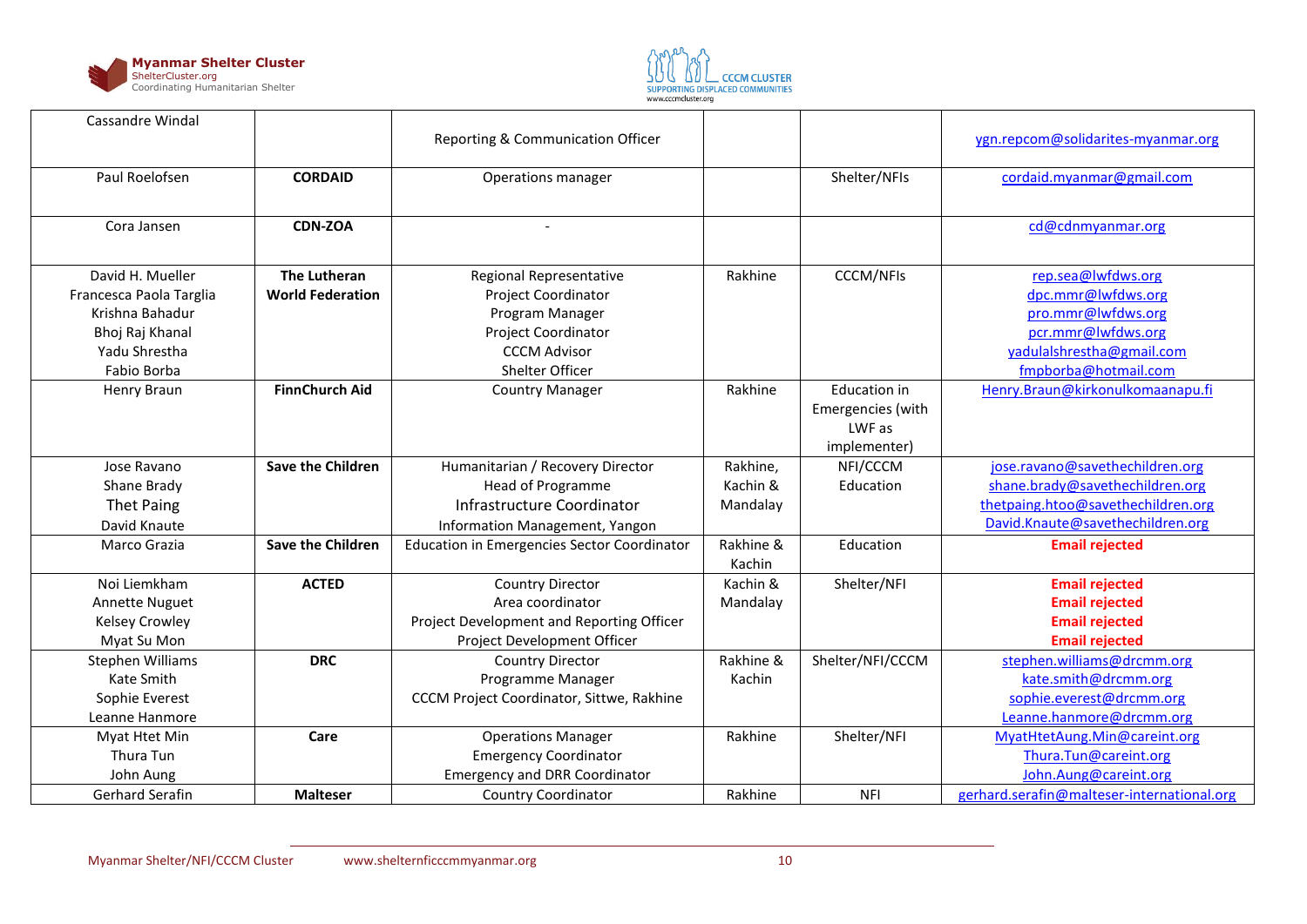| Cassandre Windal | | Reporting & Communication Officer | | | ygn.repcom@solidarites-myanmar.org |
|---|---|---|---|---|---|
| Paul Roelofsen | **CORDAID** | Operations manager | | Shelter/NFIs | cordaid.myanmar@gmail.com |
| Cora Jansen | **CDN-ZOA** | - | | | cd@cdnmyanmar.org |
| David H. Mueller<br>Francesca Paola Targlia<br>Krishna Bahadur<br>Bhoj Raj Khanal<br>Yadu Shrestha<br>Fabio Borba | **The Lutheran World Federation** | Regional Representative<br>Project Coordinator<br>Program Manager<br>Project Coordinator<br>CCCM Advisor<br>Shelter Officer | Rakhine | CCCM/NFIs | rep.sea@lwfdws.org<br>dpc.mmr@lwfdws.org<br>pro.mmr@lwfdws.org<br>pcr.mmr@lwfdws.org<br>yadulalshrestha@gmail.com<br>fmpborba@hotmail.com |
| Henry Braun | **FinnChurch Aid** | Country Manager | Rakhine | Education in Emergencies (with LWF as implementer) | Henry.Braun@kirkonulkomaanapu.fi |
| Jose Ravano<br>Shane Brady<br>Thet Paing<br>David Knaute | **Save the Children** | Humanitarian / Recovery Director<br>Head of Programme<br>Infrastructure Coordinator<br>Information Management, Yangon | Rakhine, Kachin & Mandalay | NFI/CCCM<br>Education | jose.ravano@savethechildren.org<br>shane.brady@savethechildren.org<br>thetpaing.htoo@savethechildren.org<br>David.Knaute@savethechildren.org |
| Marco Grazia | **Save the Children** | Education in Emergencies Sector Coordinator | Rakhine & Kachin | Education | **Email rejected** |
| Noi Liemkham<br>Annette Nuguet<br>Kelsey Crowley<br>Myat Su Mon | **ACTED** | Country Director<br>Area coordinator<br>Project Development and Reporting Officer<br>Project Development Officer | Kachin & Mandalay | Shelter/NFI | **Email rejected**<br>**Email rejected**<br>**Email rejected**<br>**Email rejected** |
| Stephen Williams<br>Kate Smith<br>Sophie Everest<br>Leanne Hanmore | **DRC** | Country Director<br>Programme Manager<br>CCCM Project Coordinator, Sittwe, Rakhine | Rakhine & Kachin | Shelter/NFI/CCCM | stephen.williams@drcmm.org<br>kate.smith@drcmm.org<br>sophie.everest@drcmm.org<br>Leanne.hanmore@drcmm.org |
| Myat Htet Min<br>Thura Tun<br>John Aung | **Care** | Operations Manager<br>Emergency Coordinator<br>Emergency and DRR Coordinator | Rakhine | Shelter/NFI | MyatHtetAung.Min@careint.org<br>Thura.Tun@careint.org<br>John.Aung@careint.org |
| Gerhard Serafin | **Malteser** | Country Coordinator | Rakhine | NFI | gerhard.serafin@malteser-international.org |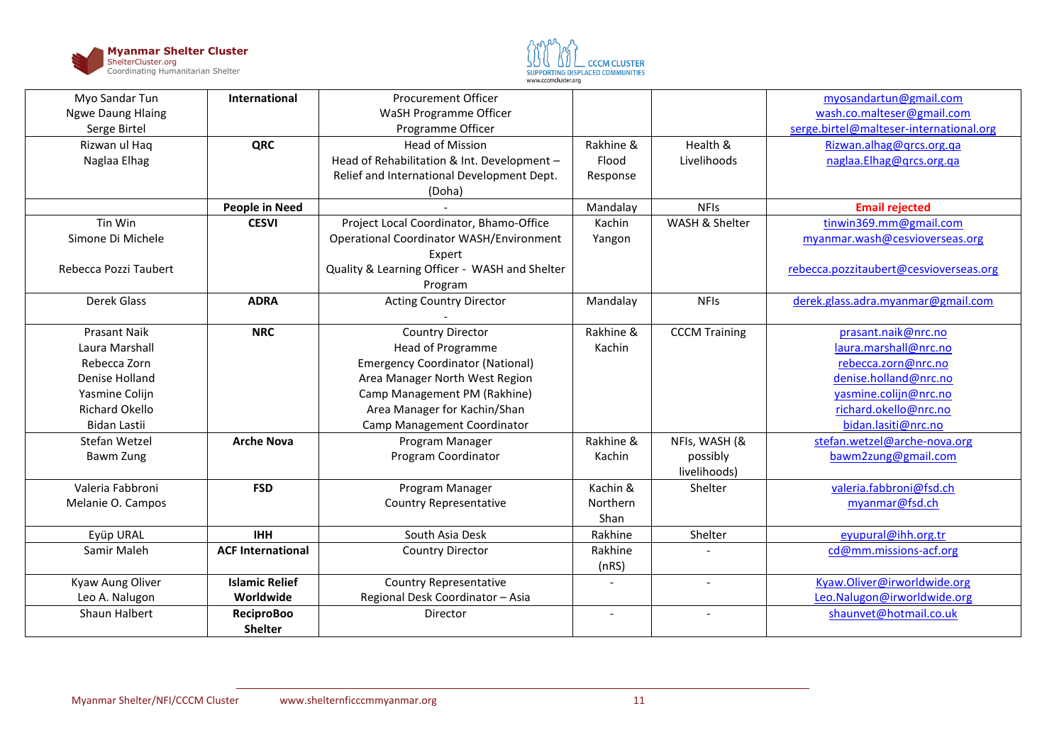| | | | | | |
|---|---|---|---|---|---|
| Myo Sandar Tun<br>Ngwe Daung Hlaing<br>Serge Birtel | **International** | Procurement Officer<br>WaSH Programme Officer<br>Programme Officer | | | myosandartun@gmail.com<br>wash.co.malteser@gmail.com<br>serge.birtel@malteser-international.org |
| Rizwan ul Haq<br>Naglaa Elhag | **QRC** | Head of Mission<br>Head of Rehabilitation & Int. Development – Relief and International Development Dept. (Doha) | Rakhine & Flood Response | Health & Livelihoods | Rizwan.alhag@qrcs.org.qa<br>naglaa.Elhag@qrcs.org.qa |
| | **People in Need** | - | Mandalay | NFIs | **Email rejected** |
| Tin Win<br>Simone Di Michele<br><br>Rebecca Pozzi Taubert | **CESVI** | Project Local Coordinator, Bhamo-Office<br>Operational Coordinator WASH/Environment Expert<br>Quality & Learning Officer - WASH and Shelter Program | Kachin<br>Yangon | WASH & Shelter | tinwin369.mm@gmail.com<br>myanmar.wash@cesvioverseas.org<br><br>rebecca.pozzitaubert@cesvioverseas.org |
| Derek Glass | **ADRA** | Acting Country Director<br>- | Mandalay | NFIs | derek.glass.adra.myanmar@gmail.com |
| Prasant Naik<br>Laura Marshall<br>Rebecca Zorn<br>Denise Holland<br>Yasmine Colijn<br>Richard Okello<br>Bidan Lastii | **NRC** | Country Director<br>Head of Programme<br>Emergency Coordinator (National)<br>Area Manager North West Region<br>Camp Management PM (Rakhine)<br>Area Manager for Kachin/Shan<br>Camp Management Coordinator | Rakhine & Kachin | CCCM Training | prasant.naik@nrc.no<br>laura.marshall@nrc.no<br>rebecca.zorn@nrc.no<br>denise.holland@nrc.no<br>yasmine.colijn@nrc.no<br>richard.okello@nrc.no<br>bidan.lasiti@nrc.no |
| Stefan Wetzel<br>Bawm Zung | **Arche Nova** | Program Manager<br>Program Coordinator | Rakhine & Kachin | NFIs, WASH (& possibly livelihoods) | stefan.wetzel@arche-nova.org<br>bawm2zung@gmail.com |
| Valeria Fabbroni<br>Melanie O. Campos | **FSD** | Program Manager<br>Country Representative | Kachin & Northern Shan | Shelter | valeria.fabbroni@fsd.ch<br>myanmar@fsd.ch |
| Eyüp URAL | **IHH** | South Asia Desk | Rakhine | Shelter | eyupural@ihh.org.tr |
| Samir Maleh | **ACF International** | Country Director | Rakhine (nRS) | - | cd@mm.missions-acf.org |
| Kyaw Aung Oliver<br>Leo A. Nalugon | **Islamic Relief Worldwide** | Country Representative<br>Regional Desk Coordinator – Asia | - | - | Kyaw.Oliver@irworldwide.org<br>Leo.Nalugon@irworldwide.org |
| Shaun Halbert | **ReciproBoo Shelter** | Director | - | - | shaunvet@hotmail.co.uk |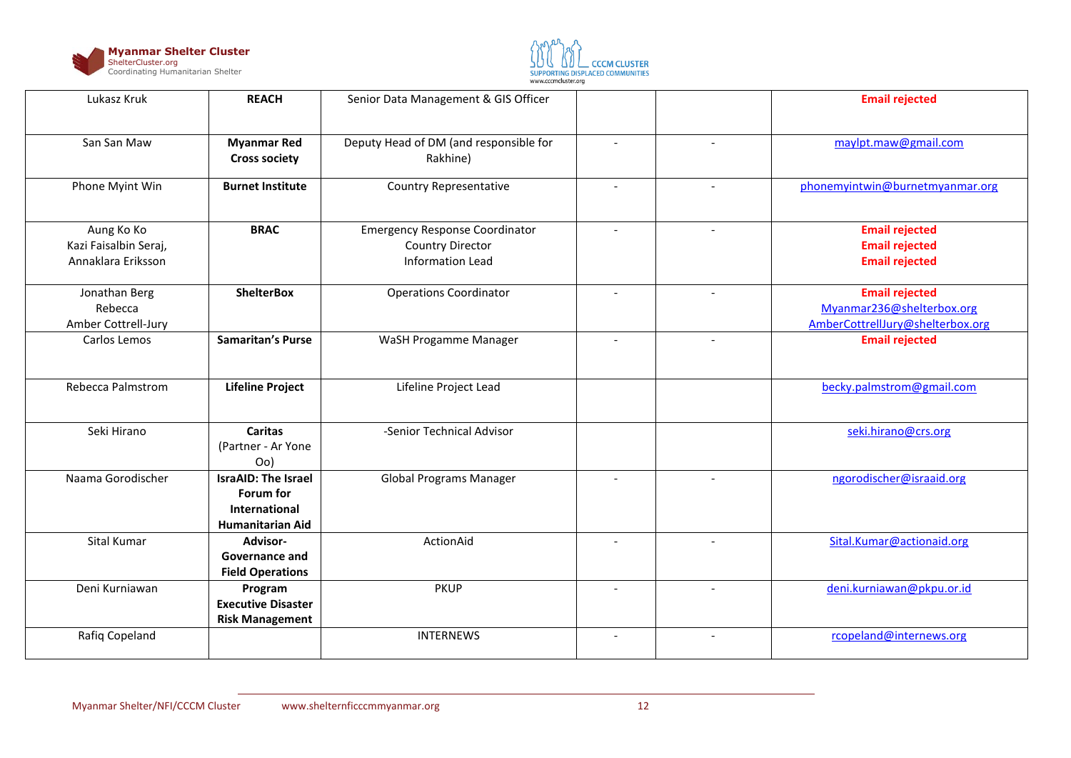| | | | | | |
|---|---|---|---|---|---|
| Lukasz Kruk | **REACH** | Senior Data Management & GIS Officer | | | **Email rejected** |
| San San Maw | **Myanmar Red Cross society** | Deputy Head of DM (and responsible for Rakhine) | - | - | maylpt.maw@gmail.com |
| Phone Myint Win | **Burnet Institute** | Country Representative | - | - | phonemyintwin@burnetmyanmar.org |
| Aung Ko Ko<br>Kazi Faisalbin Seraj,<br>Annaklara Eriksson | **BRAC** | Emergency Response Coordinator<br>Country Director<br>Information Lead | - | - | **Email rejected**<br>**Email rejected**<br>**Email rejected** |
| Jonathan Berg<br>Rebecca<br>Amber Cottrell-Jury | **ShelterBox** | Operations Coordinator | - | - | **Email rejected**<br>Myanmar236@shelterbox.org<br>AmberCottrellJury@shelterbox.org |
| Carlos Lemos | **Samaritan's Purse** | WaSH Progamme Manager | - | - | **Email rejected** |
| Rebecca Palmstrom | **Lifeline Project** | Lifeline Project Lead | | | becky.palmstrom@gmail.com |
| Seki Hirano | **Caritas** (Partner - Ar Yone Oo) | -Senior Technical Advisor | | | seki.hirano@crs.org |
| Naama Gorodischer | **IsraAID: The Israel Forum for International Humanitarian Aid** | Global Programs Manager | - | - | ngorodischer@israaid.org |
| Sital Kumar | **Advisor- Governance and Field Operations** | ActionAid | - | - | Sital.Kumar@actionaid.org |
| Deni Kurniawan | **Program Executive Disaster Risk Management** | PKUP | - | - | deni.kurniawan@pkpu.or.id |
| Rafiq Copeland | | INTERNEWS | - | - | rcopeland@internews.org |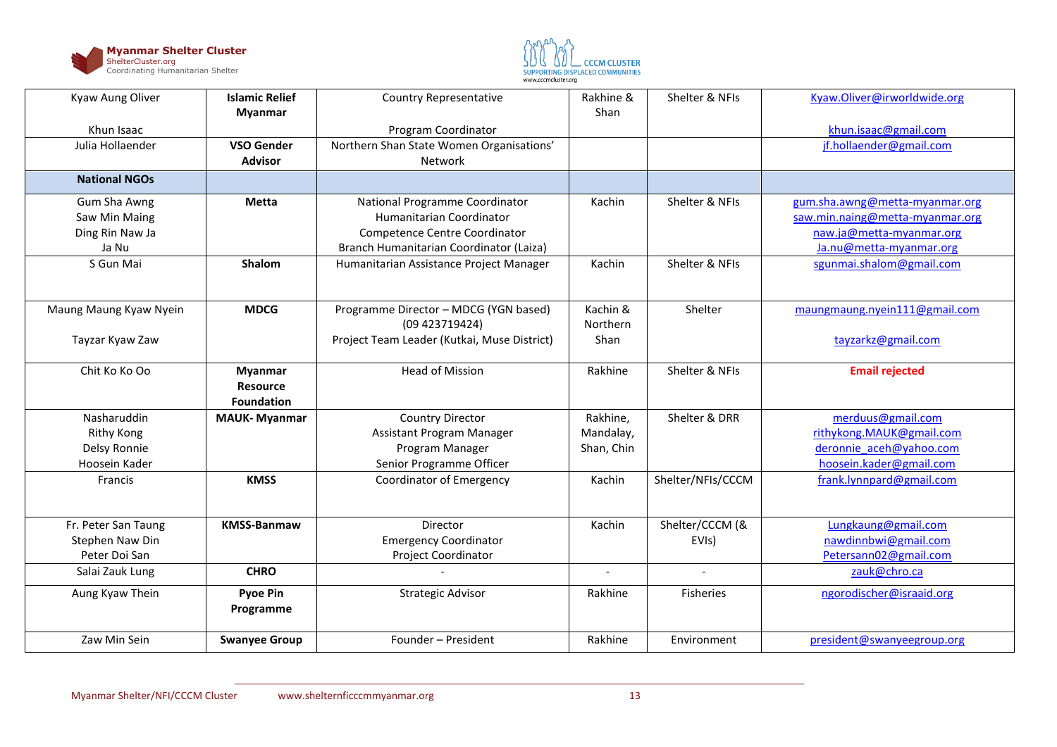| | | | | | |
|---|---|---|---|---|---|
| Kyaw Aung Oliver<br><br>Khun Isaac | **Islamic Relief Myanmar** | Country Representative<br><br>Program Coordinator | Rakhine & Shan | Shelter & NFIs | Kyaw.Oliver@irworldwide.org<br><br>khun.isaac@gmail.com |
| Julia Hollaender | **VSO Gender Advisor** | Northern Shan State Women Organisations' Network | | | jf.hollaender@gmail.com |
| **National NGOs** | | | | | |
| Gum Sha Awng<br>Saw Min Maing<br>Ding Rin Naw Ja<br>Ja Nu | **Metta** | National Programme Coordinator<br>Humanitarian Coordinator<br>Competence Centre Coordinator<br>Branch Humanitarian Coordinator (Laiza) | Kachin | Shelter & NFIs | gum.sha.awng@metta-myanmar.org<br>saw.min.naing@metta-myanmar.org<br>naw.ja@metta-myanmar.org<br>Ja.nu@metta-myanmar.org |
| S Gun Mai | **Shalom** | Humanitarian Assistance Project Manager | Kachin | Shelter & NFIs | sgunmai.shalom@gmail.com |
| Maung Maung Kyaw Nyein<br><br>Tayzar Kyaw Zaw | **MDCG** | Programme Director – MDCG (YGN based) (09 423719424)<br>Project Team Leader (Kutkai, Muse District) | Kachin & Northern Shan | Shelter | maungmaung.nyein111@gmail.com<br><br>tayzarkz@gmail.com |
| Chit Ko Ko Oo | **Myanmar Resource Foundation** | Head of Mission | Rakhine | Shelter & NFIs | **Email rejected** |
| Nasharuddin<br>Rithy Kong<br>Delsy Ronnie<br>Hoosein Kader | **MAUK- Myanmar** | Country Director<br>Assistant Program Manager<br>Program Manager<br>Senior Programme Officer | Rakhine, Mandalay, Shan, Chin | Shelter & DRR | merduus@gmail.com<br>rithykong.MAUK@gmail.com<br>deronnie_aceh@yahoo.com<br>hoosein.kader@gmail.com |
| Francis | **KMSS** | Coordinator of Emergency | Kachin | Shelter/NFIs/CCCM | frank.lynnpard@gmail.com |
| Fr. Peter San Taung<br>Stephen Naw Din<br>Peter Doi San | **KMSS-Banmaw** | Director<br>Emergency Coordinator<br>Project Coordinator | Kachin | Shelter/CCCM (& EVIs) | Lungkaung@gmail.com<br>nawdinnbwi@gmail.com<br>Petersann02@gmail.com |
| Salai Zauk Lung | **CHRO** | - | - | - | zauk@chro.ca |
| Aung Kyaw Thein | **Pyoe Pin Programme** | Strategic Advisor | Rakhine | Fisheries | ngorodischer@israaid.org |
| Zaw Min Sein | **Swanyee Group** | Founder – President | Rakhine | Environment | president@swanyeegroup.org |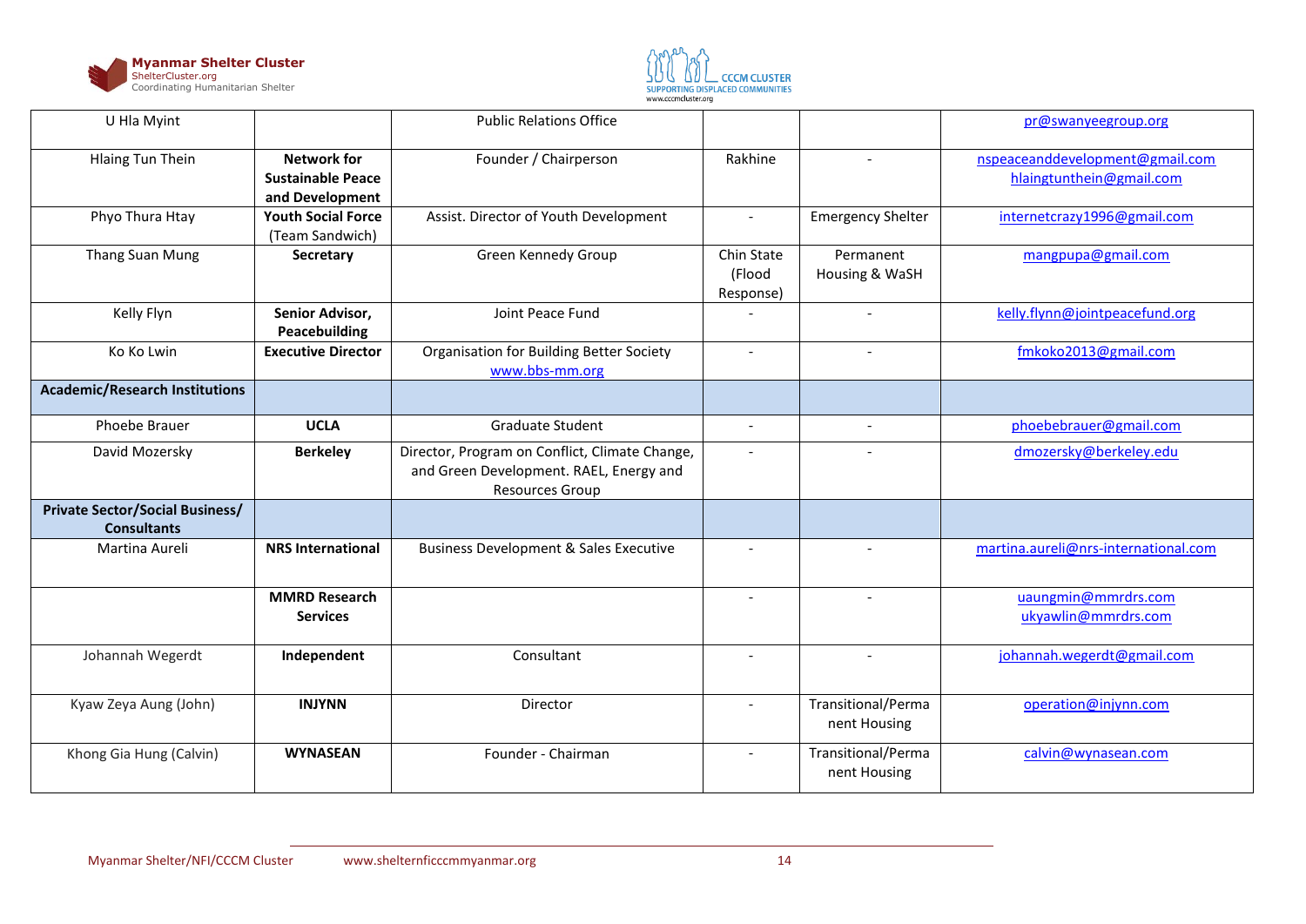| U Hla Myint | | Public Relations Office | | | pr@swanyeegroup.org |
|---|---|---|---|---|---|
| Hlaing Tun Thein | **Network for Sustainable Peace and Development** | Founder / Chairperson | Rakhine | - | nspeaceanddevelopment@gmail.com hlaingtunthein@gmail.com |
| Phyo Thura Htay | **Youth Social Force** (Team Sandwich) | Assist. Director of Youth Development | - | Emergency Shelter | internetcrazy1996@gmail.com |
| Thang Suan Mung | **Secretary** | Green Kennedy Group | Chin State (Flood Response) | Permanent Housing & WaSH | mangpupa@gmail.com |
| Kelly Flyn | **Senior Advisor, Peacebuilding** | Joint Peace Fund | - | - | kelly.flynn@jointpeacefund.org |
| Ko Ko Lwin | **Executive Director** | Organisation for Building Better Society www.bbs-mm.org | - | - | fmkoko2013@gmail.com |
| **Academic/Research Institutions** | | | | | |
| Phoebe Brauer | **UCLA** | Graduate Student | - | - | phoebebrauer@gmail.com |
| David Mozersky | **Berkeley** | Director, Program on Conflict, Climate Change, and Green Development. RAEL, Energy and Resources Group | - | - | dmozersky@berkeley.edu |
| **Private Sector/Social Business/ Consultants** | | | | | |
| Martina Aureli | **NRS International** | Business Development & Sales Executive | - | - | martina.aureli@nrs-international.com |
| | **MMRD Research Services** | | - | - | uaungmin@mmrdrs.com ukyawlin@mmrdrs.com |
| Johannah Wegerdt | **Independent** | Consultant | - | - | johannah.wegerdt@gmail.com |
| Kyaw Zeya Aung (John) | **INJYNN** | Director | - | Transitional/Permanent Housing | operation@injynn.com |
| Khong Gia Hung (Calvin) | **WYNASEAN** | Founder - Chairman | - | Transitional/Permanent Housing | calvin@wynasean.com |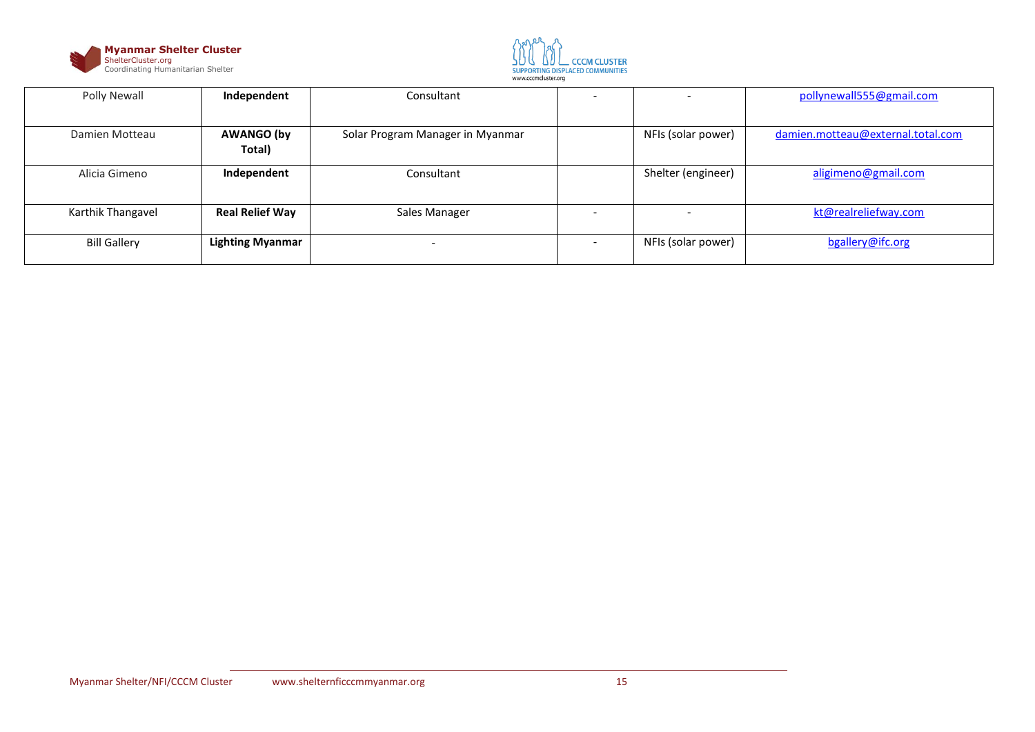| | | | | | |
|---|---|---|---|---|---|
| Polly Newall | **Independent** | Consultant | - | - | pollynewall555@gmail.com |
| Damien Motteau | **AWANGO (by Total)** | Solar Program Manager in Myanmar | | NFIs (solar power) | damien.motteau@external.total.com |
| Alicia Gimeno | **Independent** | Consultant | | Shelter (engineer) | aligimeno@gmail.com |
| Karthik Thangavel | **Real Relief Way** | Sales Manager | - | - | kt@realreliefway.com |
| Bill Gallery | **Lighting Myanmar** | - | - | NFIs (solar power) | bgallery@ifc.org |